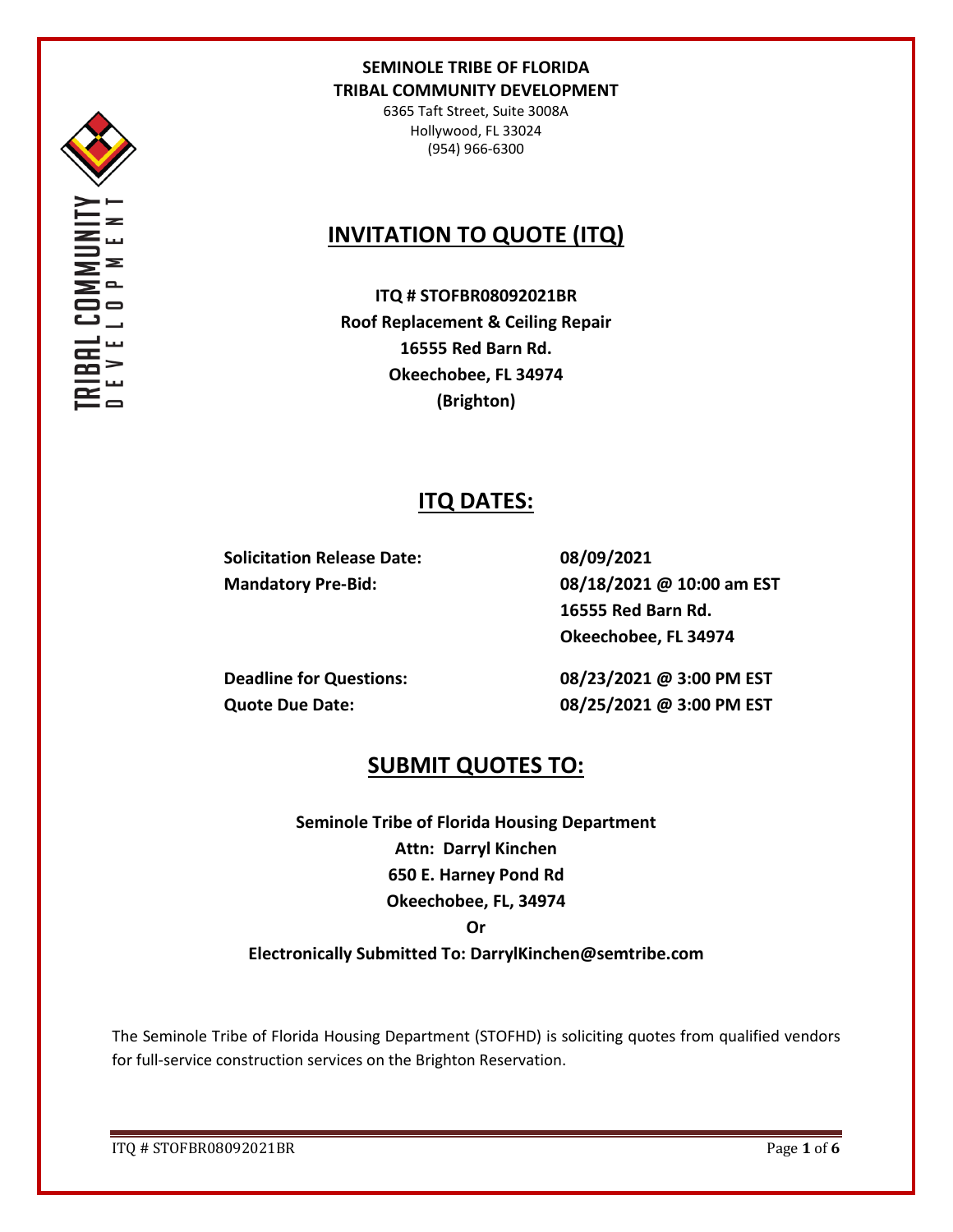**SEMINOLE TRIBE OF FLORIDA**
**TRIBAL COMMUNITY DEVELOPMENT**

6365 Taft Street, Suite 3008A
Hollywood, FL 33024
(954) 966-6300

# INVITATION TO QUOTE (ITQ)

**ITQ # STOFBR08092021BR**
**Roof Replacement & Ceiling Repair**
**16555 Red Barn Rd.**
**Okeechobee, FL 34974**
**(Brighton)**

## ITQ DATES:

| | |
|---|---|
| **Solicitation Release Date:** | **08/09/2021** |
| **Mandatory Pre-Bid:** | **08/18/2021 @ 10:00 am EST**<br>**16555 Red Barn Rd.**<br>**Okeechobee, FL 34974** |
| **Deadline for Questions:** | **08/23/2021 @ 3:00 PM EST** |
| **Quote Due Date:** | **08/25/2021 @ 3:00 PM EST** |

## SUBMIT QUOTES TO:

**Seminole Tribe of Florida Housing Department**
**Attn: Darryl Kinchen**
**650 E. Harney Pond Rd**
**Okeechobee, FL, 34974**
**Or**
**Electronically Submitted To: DarrylKinchen@semtribe.com**

The Seminole Tribe of Florida Housing Department (STOFHD) is soliciting quotes from qualified vendors for full-service construction services on the Brighton Reservation.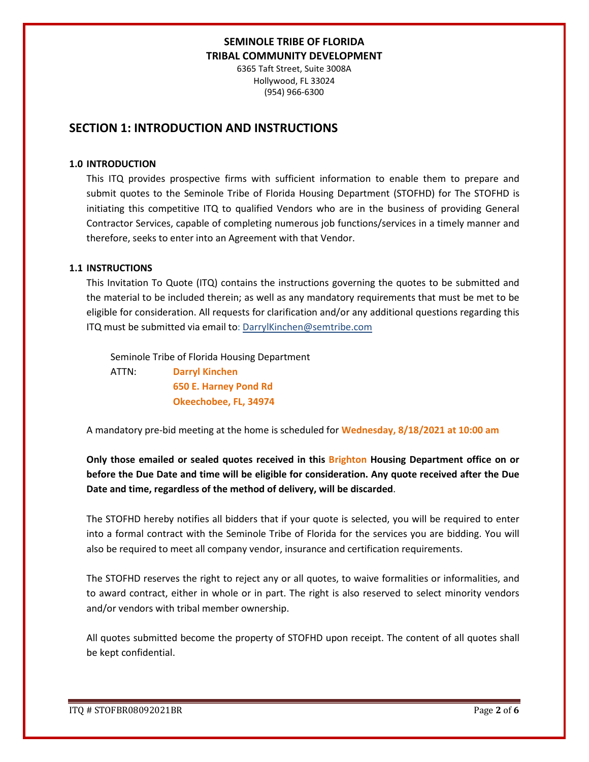**SEMINOLE TRIBE OF FLORIDA**
**TRIBAL COMMUNITY DEVELOPMENT**

6365 Taft Street, Suite 3008A
Hollywood, FL 33024
(954) 966-6300

## SECTION 1: INTRODUCTION AND INSTRUCTIONS

### 1.0 INTRODUCTION

This ITQ provides prospective firms with sufficient information to enable them to prepare and submit quotes to the Seminole Tribe of Florida Housing Department (STOFHD) for The STOFHD is initiating this competitive ITQ to qualified Vendors who are in the business of providing General Contractor Services, capable of completing numerous job functions/services in a timely manner and therefore, seeks to enter into an Agreement with that Vendor.

### 1.1 INSTRUCTIONS

This Invitation To Quote (ITQ) contains the instructions governing the quotes to be submitted and the material to be included therein; as well as any mandatory requirements that must be met to be eligible for consideration. All requests for clarification and/or any additional questions regarding this ITQ must be submitted via email to: DarrylKinchen@semtribe.com

Seminole Tribe of Florida Housing Department
ATTN: **Darryl Kinchen**
**650 E. Harney Pond Rd**
**Okeechobee, FL, 34974**

A mandatory pre-bid meeting at the home is scheduled for **Wednesday, 8/18/2021 at 10:00 am**

**Only those emailed or sealed quotes received in this Brighton Housing Department office on or before the Due Date and time will be eligible for consideration. Any quote received after the Due Date and time, regardless of the method of delivery, will be discarded**.

The STOFHD hereby notifies all bidders that if your quote is selected, you will be required to enter into a formal contract with the Seminole Tribe of Florida for the services you are bidding. You will also be required to meet all company vendor, insurance and certification requirements.

The STOFHD reserves the right to reject any or all quotes, to waive formalities or informalities, and to award contract, either in whole or in part. The right is also reserved to select minority vendors and/or vendors with tribal member ownership.

All quotes submitted become the property of STOFHD upon receipt. The content of all quotes shall be kept confidential.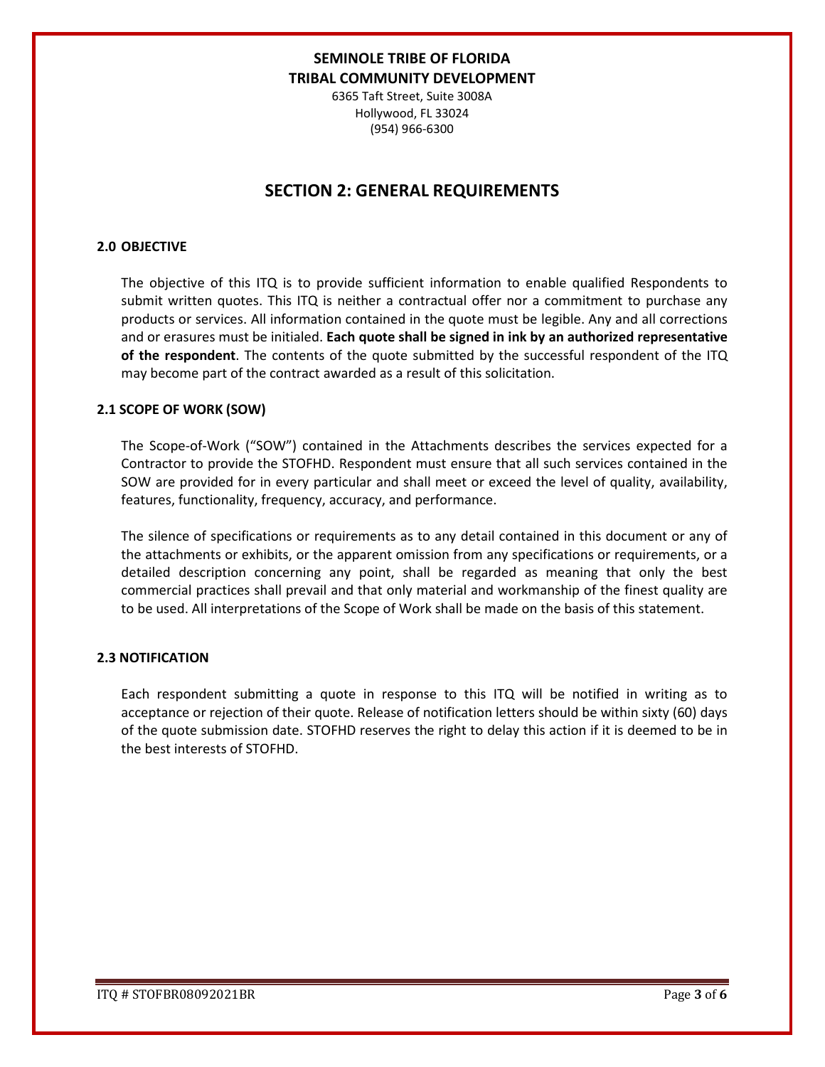**SEMINOLE TRIBE OF FLORIDA**
**TRIBAL COMMUNITY DEVELOPMENT**
6365 Taft Street, Suite 3008A
Hollywood, FL 33024
(954) 966-6300

# SECTION 2: GENERAL REQUIREMENTS

### 2.0 OBJECTIVE

The objective of this ITQ is to provide sufficient information to enable qualified Respondents to submit written quotes. This ITQ is neither a contractual offer nor a commitment to purchase any products or services. All information contained in the quote must be legible. Any and all corrections and or erasures must be initialed. **Each quote shall be signed in ink by an authorized representative of the respondent**. The contents of the quote submitted by the successful respondent of the ITQ may become part of the contract awarded as a result of this solicitation.

### 2.1 SCOPE OF WORK (SOW)

The Scope-of-Work ("SOW") contained in the Attachments describes the services expected for a Contractor to provide the STOFHD. Respondent must ensure that all such services contained in the SOW are provided for in every particular and shall meet or exceed the level of quality, availability, features, functionality, frequency, accuracy, and performance.

The silence of specifications or requirements as to any detail contained in this document or any of the attachments or exhibits, or the apparent omission from any specifications or requirements, or a detailed description concerning any point, shall be regarded as meaning that only the best commercial practices shall prevail and that only material and workmanship of the finest quality are to be used. All interpretations of the Scope of Work shall be made on the basis of this statement.

### 2.3 NOTIFICATION

Each respondent submitting a quote in response to this ITQ will be notified in writing as to acceptance or rejection of their quote. Release of notification letters should be within sixty (60) days of the quote submission date. STOFHD reserves the right to delay this action if it is deemed to be in the best interests of STOFHD.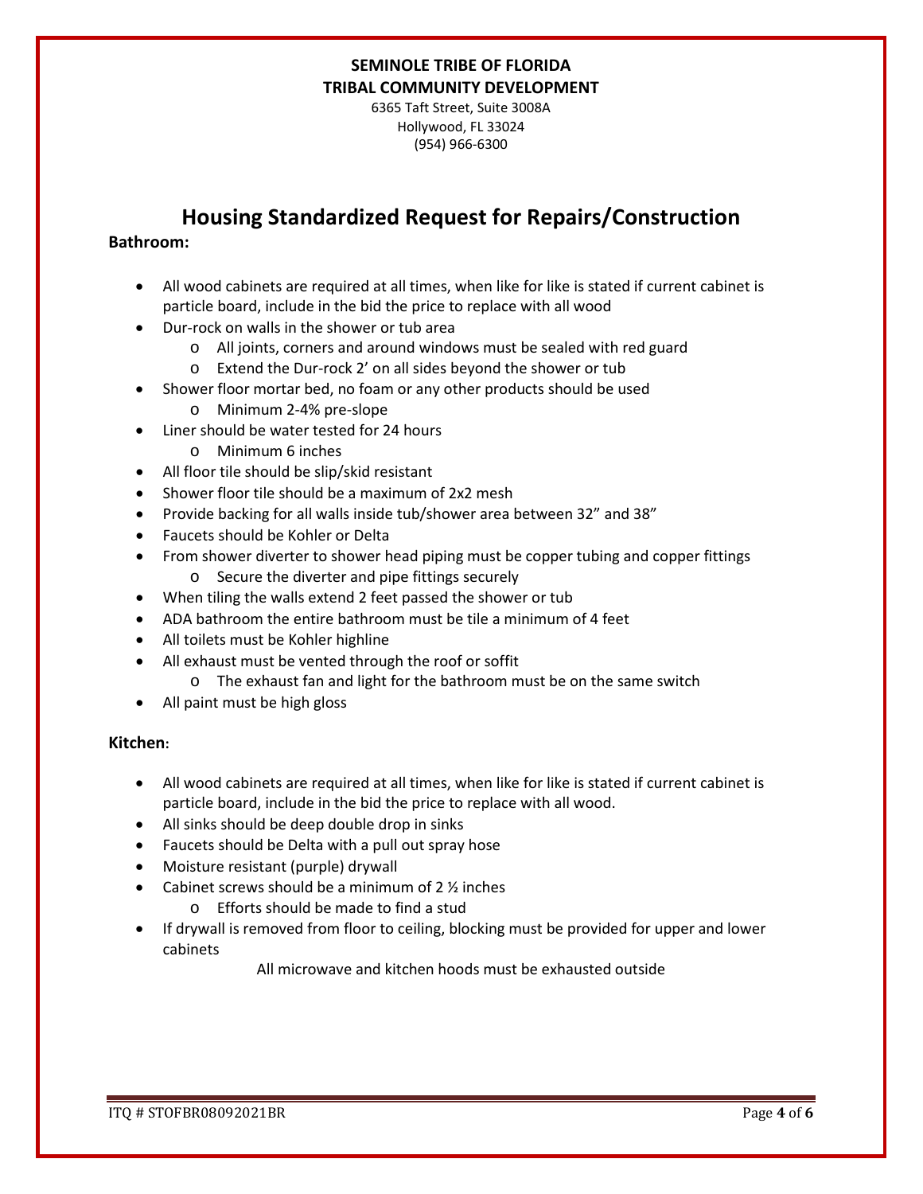**SEMINOLE TRIBE OF FLORIDA**
**TRIBAL COMMUNITY DEVELOPMENT**
6365 Taft Street, Suite 3008A
Hollywood, FL 33024
(954) 966-6300

# Housing Standardized Request for Repairs/Construction

**Bathroom:**

- All wood cabinets are required at all times, when like for like is stated if current cabinet is particle board, include in the bid the price to replace with all wood
- Dur-rock on walls in the shower or tub area
  - All joints, corners and around windows must be sealed with red guard
  - Extend the Dur-rock 2' on all sides beyond the shower or tub
- Shower floor mortar bed, no foam or any other products should be used
  - Minimum 2-4% pre-slope
- Liner should be water tested for 24 hours
  - Minimum 6 inches
- All floor tile should be slip/skid resistant
- Shower floor tile should be a maximum of 2x2 mesh
- Provide backing for all walls inside tub/shower area between 32" and 38"
- Faucets should be Kohler or Delta
- From shower diverter to shower head piping must be copper tubing and copper fittings
  - Secure the diverter and pipe fittings securely
- When tiling the walls extend 2 feet passed the shower or tub
- ADA bathroom the entire bathroom must be tile a minimum of 4 feet
- All toilets must be Kohler highline
- All exhaust must be vented through the roof or soffit
  - The exhaust fan and light for the bathroom must be on the same switch
- All paint must be high gloss

**Kitchen:**

- All wood cabinets are required at all times, when like for like is stated if current cabinet is particle board, include in the bid the price to replace with all wood.
- All sinks should be deep double drop in sinks
- Faucets should be Delta with a pull out spray hose
- Moisture resistant (purple) drywall
- Cabinet screws should be a minimum of 2 ½ inches
  - Efforts should be made to find a stud
- If drywall is removed from floor to ceiling, blocking must be provided for upper and lower cabinets

All microwave and kitchen hoods must be exhausted outside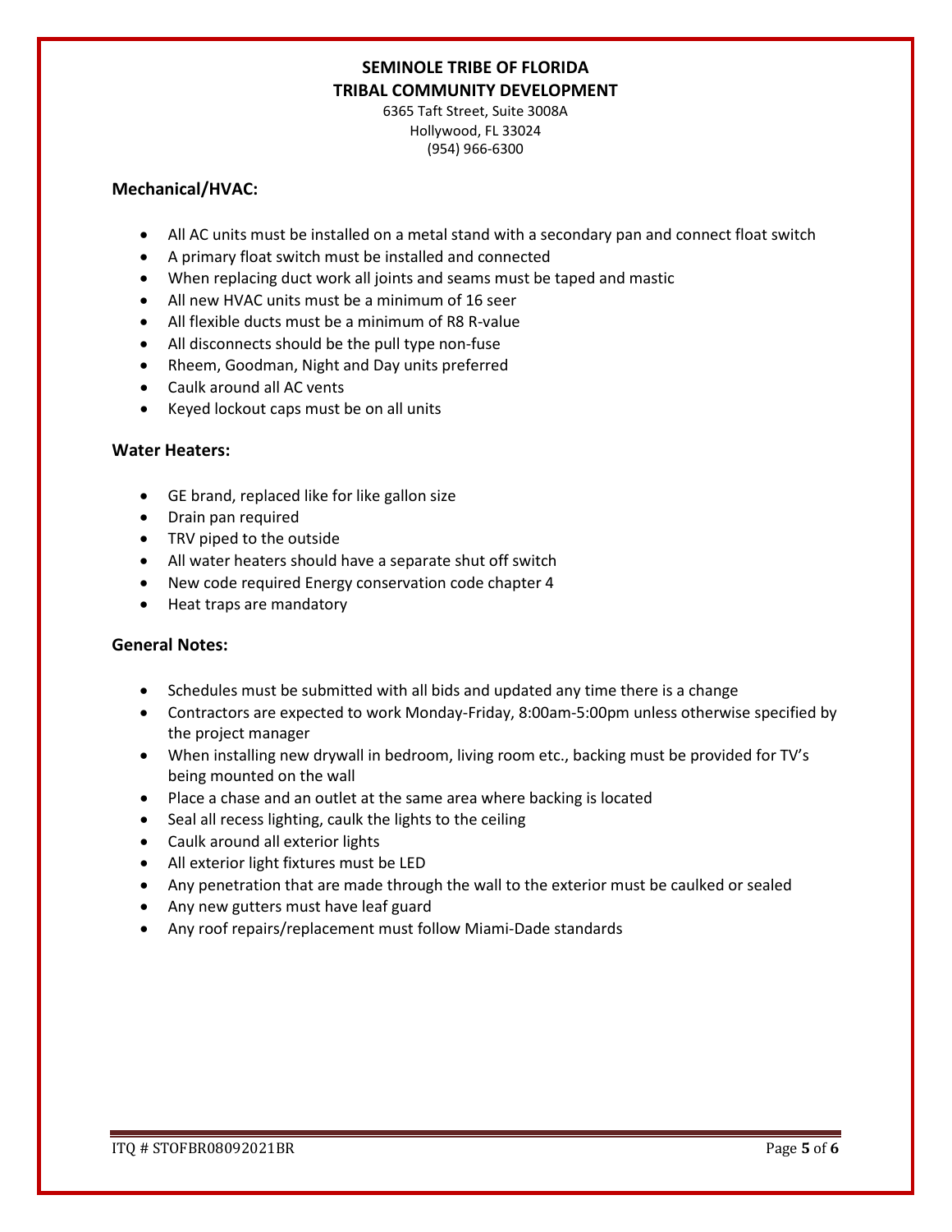**SEMINOLE TRIBE OF FLORIDA**
**TRIBAL COMMUNITY DEVELOPMENT**
6365 Taft Street, Suite 3008A
Hollywood, FL 33024
(954) 966-6300

### Mechanical/HVAC:

- All AC units must be installed on a metal stand with a secondary pan and connect float switch
- A primary float switch must be installed and connected
- When replacing duct work all joints and seams must be taped and mastic
- All new HVAC units must be a minimum of 16 seer
- All flexible ducts must be a minimum of R8 R-value
- All disconnects should be the pull type non-fuse
- Rheem, Goodman, Night and Day units preferred
- Caulk around all AC vents
- Keyed lockout caps must be on all units

### Water Heaters:

- GE brand, replaced like for like gallon size
- Drain pan required
- TRV piped to the outside
- All water heaters should have a separate shut off switch
- New code required Energy conservation code chapter 4
- Heat traps are mandatory

### General Notes:

- Schedules must be submitted with all bids and updated any time there is a change
- Contractors are expected to work Monday-Friday, 8:00am-5:00pm unless otherwise specified by the project manager
- When installing new drywall in bedroom, living room etc., backing must be provided for TV's being mounted on the wall
- Place a chase and an outlet at the same area where backing is located
- Seal all recess lighting, caulk the lights to the ceiling
- Caulk around all exterior lights
- All exterior light fixtures must be LED
- Any penetration that are made through the wall to the exterior must be caulked or sealed
- Any new gutters must have leaf guard
- Any roof repairs/replacement must follow Miami-Dade standards

ITQ # STOFBR08092021BR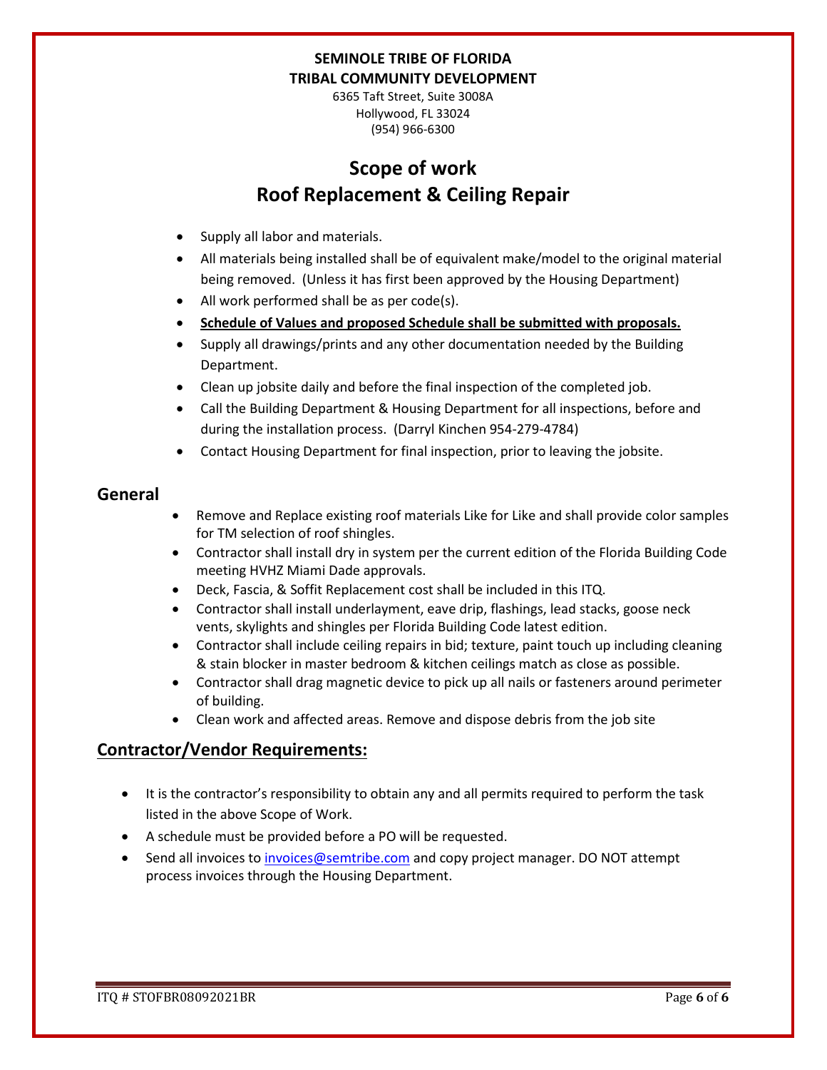**SEMINOLE TRIBE OF FLORIDA**
**TRIBAL COMMUNITY DEVELOPMENT**
6365 Taft Street, Suite 3008A
Hollywood, FL 33024
(954) 966-6300

# Scope of work
# Roof Replacement & Ceiling Repair

- Supply all labor and materials.
- All materials being installed shall be of equivalent make/model to the original material being removed. (Unless it has first been approved by the Housing Department)
- All work performed shall be as per code(s).
- **Schedule of Values and proposed Schedule shall be submitted with proposals.**
- Supply all drawings/prints and any other documentation needed by the Building Department.
- Clean up jobsite daily and before the final inspection of the completed job.
- Call the Building Department & Housing Department for all inspections, before and during the installation process. (Darryl Kinchen 954-279-4784)
- Contact Housing Department for final inspection, prior to leaving the jobsite.

## General

- Remove and Replace existing roof materials Like for Like and shall provide color samples for TM selection of roof shingles.
- Contractor shall install dry in system per the current edition of the Florida Building Code meeting HVHZ Miami Dade approvals.
- Deck, Fascia, & Soffit Replacement cost shall be included in this ITQ.
- Contractor shall install underlayment, eave drip, flashings, lead stacks, goose neck vents, skylights and shingles per Florida Building Code latest edition.
- Contractor shall include ceiling repairs in bid; texture, paint touch up including cleaning & stain blocker in master bedroom & kitchen ceilings match as close as possible.
- Contractor shall drag magnetic device to pick up all nails or fasteners around perimeter of building.
- Clean work and affected areas. Remove and dispose debris from the job site

## Contractor/Vendor Requirements:

- It is the contractor's responsibility to obtain any and all permits required to perform the task listed in the above Scope of Work.
- A schedule must be provided before a PO will be requested.
- Send all invoices to invoices@semtribe.com and copy project manager. DO NOT attempt process invoices through the Housing Department.